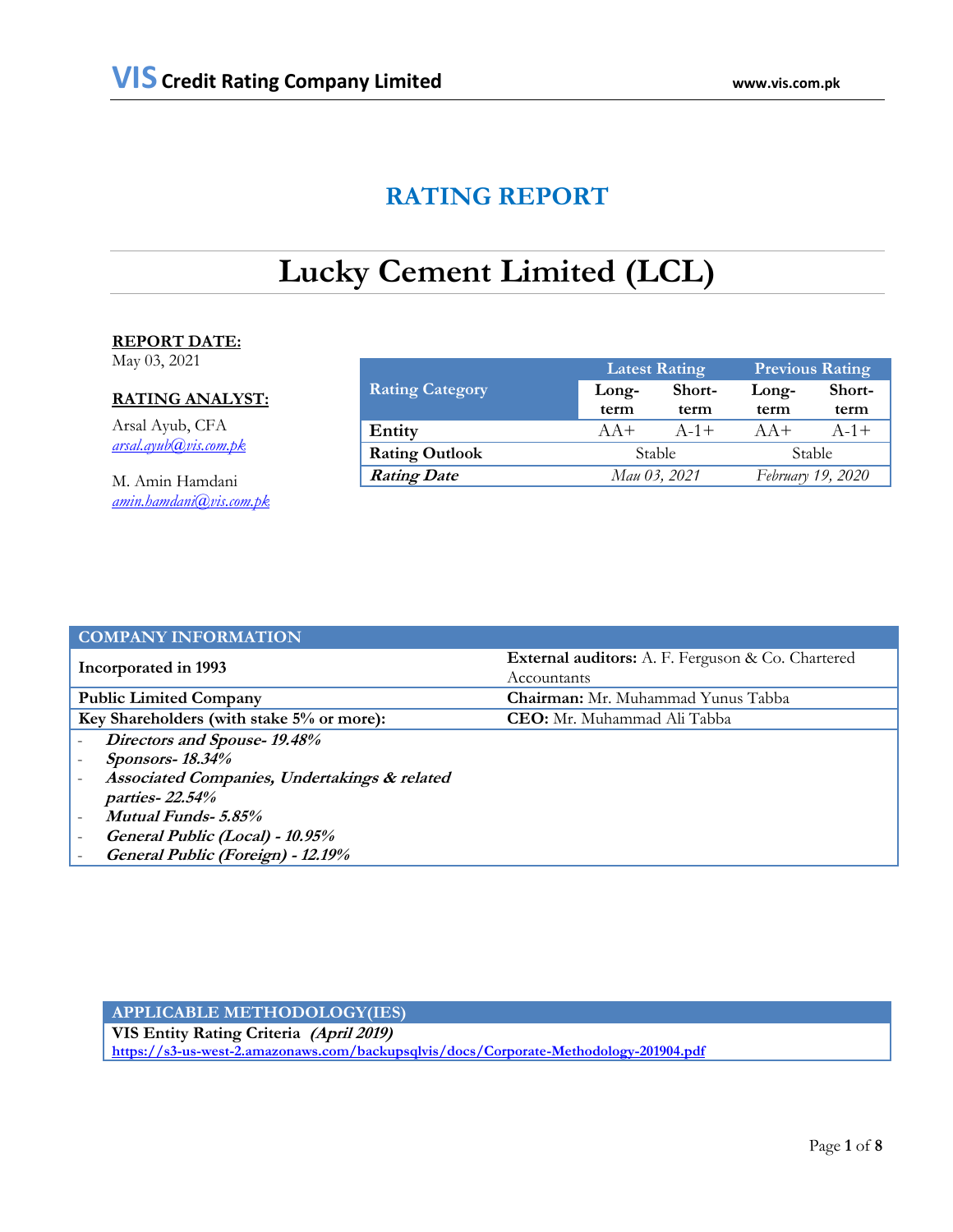**VIS Credit Rating Company Limited** www.vis.com.pk

# RATING REPORT

# Lucky Cement Limited (LCL)

**REPORT DATE:**
May 03, 2021

**RATING ANALYST:**

Arsal Ayub, CFA
arsal.ayub@vis.com.pk

M. Amin Hamdani
amin.hamdani@vis.com.pk

| Rating Category | Latest Rating | | Previous Rating | |
|---|---|---|---|---|
| | Long-term | Short-term | Long-term | Short-term |
| **Entity** | AA+ | A-1+ | AA+ | A-1+ |
| **Rating Outlook** | Stable | | Stable | |
| ***Rating Date*** | *Mau 03, 2021* | | *February 19, 2020* | |

| COMPANY INFORMATION | |
|---|---|
| **Incorporated in 1993** | **External auditors:** A. F. Ferguson & Co. Chartered Accountants |
| **Public Limited Company** | **Chairman:** Mr. Muhammad Yunus Tabba |
| **Key Shareholders (with stake 5% or more):** | **CEO:** Mr. Muhammad Ali Tabba |
| - ***Directors and Spouse- 19.48%*** <br> - ***Sponsors- 18.34%*** <br> - ***Associated Companies, Undertakings & related parties- 22.54%*** <br> - ***Mutual Funds- 5.85%*** <br> - ***General Public (Local) - 10.95%*** <br> - ***General Public (Foreign) - 12.19%*** | |

| APPLICABLE METHODOLOGY(IES) |
|---|
| **VIS Entity Rating Criteria *(April 2019)*** <br> https://s3-us-west-2.amazonaws.com/backupsqlvis/docs/Corporate-Methodology-201904.pdf |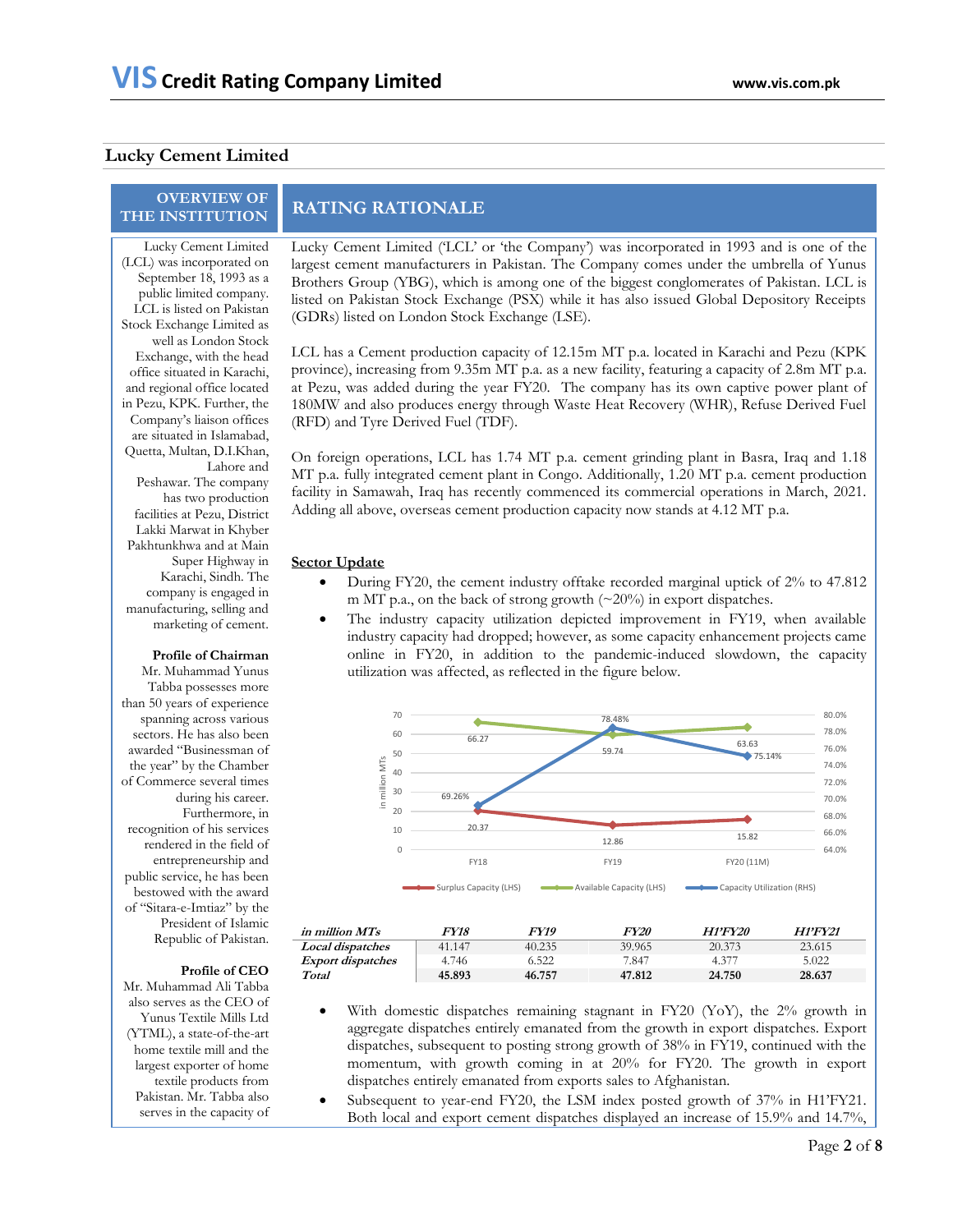## Lucky Cement Limited

### OVERVIEW OF THE INSTITUTION

Lucky Cement Limited (LCL) was incorporated on September 18, 1993 as a public limited company. LCL is listed on Pakistan Stock Exchange Limited as well as London Stock Exchange, with the head office situated in Karachi, and regional office located in Pezu, KPK. Further, the Company's liaison offices are situated in Islamabad, Quetta, Multan, D.I.Khan, Lahore and Peshawar. The company has two production facilities at Pezu, District Lakki Marwat in Khyber Pakhtunkhwa and at Main Super Highway in Karachi, Sindh. The company is engaged in manufacturing, selling and marketing of cement.

**Profile of Chairman**

Mr. Muhammad Yunus Tabba possesses more than 50 years of experience spanning across various sectors. He has also been awarded "Businessman of the year" by the Chamber of Commerce several times during his career. Furthermore, in recognition of his services rendered in the field of entrepreneurship and public service, he has been bestowed with the award of "Sitara-e-Imtiaz" by the President of Islamic Republic of Pakistan.

**Profile of CEO**

Mr. Muhammad Ali Tabba also serves as the CEO of Yunus Textile Mills Ltd (YTML), a state-of-the-art home textile mill and the largest exporter of home textile products from Pakistan. Mr. Tabba also serves in the capacity of

### RATING RATIONALE

Lucky Cement Limited ('LCL' or 'the Company') was incorporated in 1993 and is one of the largest cement manufacturers in Pakistan. The Company comes under the umbrella of Yunus Brothers Group (YBG), which is among one of the biggest conglomerates of Pakistan. LCL is listed on Pakistan Stock Exchange (PSX) while it has also issued Global Depository Receipts (GDRs) listed on London Stock Exchange (LSE).

LCL has a Cement production capacity of 12.15m MT p.a. located in Karachi and Pezu (KPK province), increasing from 9.35m MT p.a. as a new facility, featuring a capacity of 2.8m MT p.a. at Pezu, was added during the year FY20. The company has its own captive power plant of 180MW and also produces energy through Waste Heat Recovery (WHR), Refuse Derived Fuel (RFD) and Tyre Derived Fuel (TDF).

On foreign operations, LCL has 1.74 MT p.a. cement grinding plant in Basra, Iraq and 1.18 MT p.a. fully integrated cement plant in Congo. Additionally, 1.20 MT p.a. cement production facility in Samawah, Iraq has recently commenced its commercial operations in March, 2021. Adding all above, overseas cement production capacity now stands at 4.12 MT p.a.

**Sector Update**

- During FY20, the cement industry offtake recorded marginal uptick of 2% to 47.812 m MT p.a., on the back of strong growth (~20%) in export dispatches.
- The industry capacity utilization depicted improvement in FY19, when available industry capacity had dropped; however, as some capacity enhancement projects came online in FY20, in addition to the pandemic-induced slowdown, the capacity utilization was affected, as reflected in the figure below.

| | FY18 | FY19 | FY20 (11M) |
|---|---|---|---|
| Surplus Capacity (LHS, in million MTs) | 20.37 | 12.86 | 15.82 |
| Available Capacity (LHS, in million MTs) | 66.27 | 59.74 | 63.63 |
| Capacity Utilization (RHS) | 69.26% | 78.48% | 75.14% |

| *in million MTs* | *FY18* | *FY19* | *FY20* | *H1'FY20* | *H1'FY21* |
|---|---|---|---|---|---|
| *Local dispatches* | 41.147 | 40.235 | 39.965 | 20.373 | 23.615 |
| *Export dispatches* | 4.746 | 6.522 | 7.847 | 4.377 | 5.022 |
| *Total* | **45.893** | **46.757** | **47.812** | **24.750** | **28.637** |

- With domestic dispatches remaining stagnant in FY20 (YoY), the 2% growth in aggregate dispatches entirely emanated from the growth in export dispatches. Export dispatches, subsequent to posting strong growth of 38% in FY19, continued with the momentum, with growth coming in at 20% for FY20. The growth in export dispatches entirely emanated from exports sales to Afghanistan.
- Subsequent to year-end FY20, the LSM index posted growth of 37% in H1'FY21. Both local and export cement dispatches displayed an increase of 15.9% and 14.7%,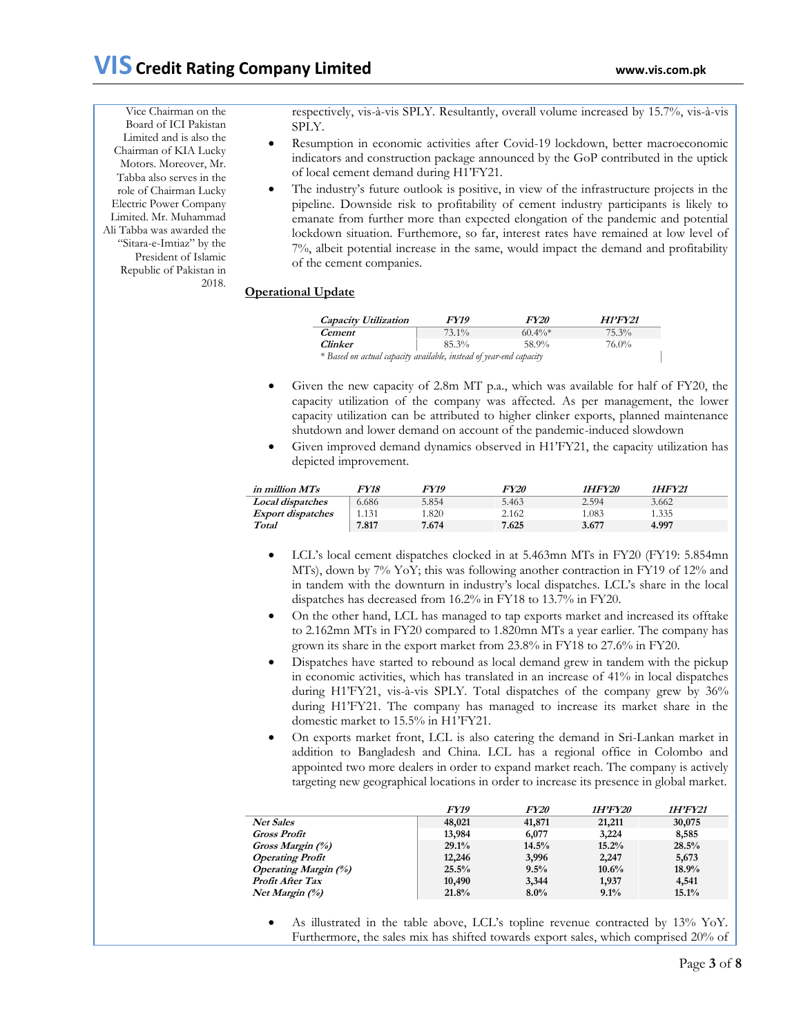Vice Chairman on the Board of ICI Pakistan Limited and is also the Chairman of KIA Lucky Motors. Moreover, Mr. Tabba also serves in the role of Chairman Lucky Electric Power Company Limited. Mr. Muhammad Ali Tabba was awarded the "Sitara-e-Imtiaz" by the President of Islamic Republic of Pakistan in 2018.

respectively, vis-à-vis SPLY. Resultantly, overall volume increased by 15.7%, vis-à-vis SPLY.

- Resumption in economic activities after Covid-19 lockdown, better macroeconomic indicators and construction package announced by the GoP contributed in the uptick of local cement demand during H1'FY21.
- The industry's future outlook is positive, in view of the infrastructure projects in the pipeline. Downside risk to profitability of cement industry participants is likely to emanate from further more than expected elongation of the pandemic and potential lockdown situation. Furthemore, so far, interest rates have remained at low level of 7%, albeit potential increase in the same, would impact the demand and profitability of the cement companies.

**Operational Update**

| *Capacity Utilization* | *FY19* | *FY20* | *H1'FY21* |
|---|---|---|---|
| ***Cement*** | 73.1% | 60.4%* | 75.3% |
| ***Clinker*** | 85.3% | 58.9% | 76.0% |

*\* Based on actual capacity available, instead of year-end capacity*

- Given the new capacity of 2.8m MT p.a., which was available for half of FY20, the capacity utilization of the company was affected. As per management, the lower capacity utilization can be attributed to higher clinker exports, planned maintenance shutdown and lower demand on account of the pandemic-induced slowdown
- Given improved demand dynamics observed in H1'FY21, the capacity utilization has depicted improvement.

| *in million MTs* | *FY18* | *FY19* | *FY20* | *1HFY20* | *1HFY21* |
|---|---|---|---|---|---|
| ***Local dispatches*** | 6.686 | 5.854 | 5.463 | 2.594 | 3.662 |
| ***Export dispatches*** | 1.131 | 1.820 | 2.162 | 1.083 | 1.335 |
| ***Total*** | **7.817** | **7.674** | **7.625** | **3.677** | **4.997** |

- LCL's local cement dispatches clocked in at 5.463mn MTs in FY20 (FY19: 5.854mn MTs), down by 7% YoY; this was following another contraction in FY19 of 12% and in tandem with the downturn in industry's local dispatches. LCL's share in the local dispatches has decreased from 16.2% in FY18 to 13.7% in FY20.
- On the other hand, LCL has managed to tap exports market and increased its offtake to 2.162mn MTs in FY20 compared to 1.820mn MTs a year earlier. The company has grown its share in the export market from 23.8% in FY18 to 27.6% in FY20.
- Dispatches have started to rebound as local demand grew in tandem with the pickup in economic activities, which has translated in an increase of 41% in local dispatches during H1'FY21, vis-à-vis SPLY. Total dispatches of the company grew by 36% during H1'FY21. The company has managed to increase its market share in the domestic market to 15.5% in H1'FY21.
- On exports market front, LCL is also catering the demand in Sri-Lankan market in addition to Bangladesh and China. LCL has a regional office in Colombo and appointed two more dealers in order to expand market reach. The company is actively targeting new geographical locations in order to increase its presence in global market.

| | *FY19* | *FY20* | *1H'FY20* | *1H'FY21* |
|---|---|---|---|---|
| ***Net Sales*** | **48,021** | **41,871** | **21,211** | **30,075** |
| ***Gross Profit*** | **13,984** | **6,077** | **3,224** | **8,585** |
| ***Gross Margin (%)*** | **29.1%** | **14.5%** | **15.2%** | **28.5%** |
| ***Operating Profit*** | **12,246** | **3,996** | **2,247** | **5,673** |
| ***Operating Margin (%)*** | **25.5%** | **9.5%** | **10.6%** | **18.9%** |
| ***Profit After Tax*** | **10,490** | **3,344** | **1,937** | **4,541** |
| ***Net Margin (%)*** | **21.8%** | **8.0%** | **9.1%** | **15.1%** |

- As illustrated in the table above, LCL's topline revenue contracted by 13% YoY. Furthermore, the sales mix has shifted towards export sales, which comprised 20% of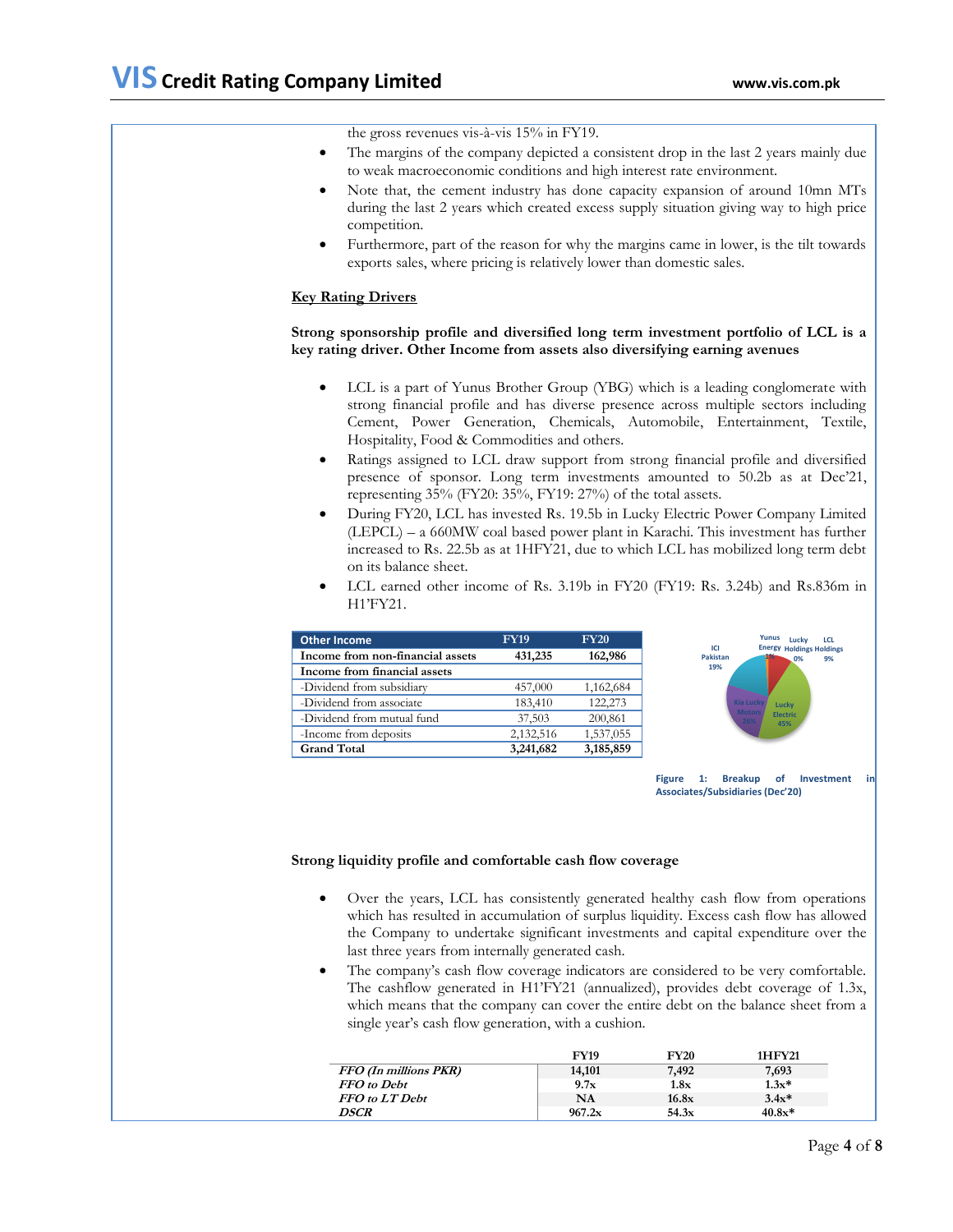the gross revenues vis-à-vis 15% in FY19.

- The margins of the company depicted a consistent drop in the last 2 years mainly due to weak macroeconomic conditions and high interest rate environment.
- Note that, the cement industry has done capacity expansion of around 10mn MTs during the last 2 years which created excess supply situation giving way to high price competition.
- Furthermore, part of the reason for why the margins came in lower, is the tilt towards exports sales, where pricing is relatively lower than domestic sales.

**Key Rating Drivers**

**Strong sponsorship profile and diversified long term investment portfolio of LCL is a key rating driver. Other Income from assets also diversifying earning avenues**

- LCL is a part of Yunus Brother Group (YBG) which is a leading conglomerate with strong financial profile and has diverse presence across multiple sectors including Cement, Power Generation, Chemicals, Automobile, Entertainment, Textile, Hospitality, Food & Commodities and others.
- Ratings assigned to LCL draw support from strong financial profile and diversified presence of sponsor. Long term investments amounted to 50.2b as at Dec'21, representing 35% (FY20: 35%, FY19: 27%) of the total assets.
- During FY20, LCL has invested Rs. 19.5b in Lucky Electric Power Company Limited (LEPCL) – a 660MW coal based power plant in Karachi. This investment has further increased to Rs. 22.5b as at 1HFY21, due to which LCL has mobilized long term debt on its balance sheet.
- LCL earned other income of Rs. 3.19b in FY20 (FY19: Rs. 3.24b) and Rs.836m in H1'FY21.

| Other Income | FY19 | FY20 |
|---|---|---|
| **Income from non-financial assets** | **431,235** | **162,986** |
| **Income from financial assets** | | |
| -Dividend from subsidiary | 457,000 | 1,162,684 |
| -Dividend from associate | 183,410 | 122,273 |
| -Dividend from mutual fund | 37,503 | 200,861 |
| -Income from deposits | 2,132,516 | 1,537,055 |
| **Grand Total** | **3,241,682** | **3,185,859** |

ICI Pakistan 19%; Yunus Energy 1%; Lucky Holdings 0%; LCL Holdings 9%; Lucky Electric 45%; Kia Lucky Motors 26%

Figure 1: Breakup of Investment in Associates/Subsidiaries (Dec'20)

**Strong liquidity profile and comfortable cash flow coverage**

- Over the years, LCL has consistently generated healthy cash flow from operations which has resulted in accumulation of surplus liquidity. Excess cash flow has allowed the Company to undertake significant investments and capital expenditure over the last three years from internally generated cash.
- The company's cash flow coverage indicators are considered to be very comfortable. The cashflow generated in H1'FY21 (annualized), provides debt coverage of 1.3x, which means that the company can cover the entire debt on the balance sheet from a single year's cash flow generation, with a cushion.

| | FY19 | FY20 | 1HFY21 |
|---|---|---|---|
| ***FFO (In millions PKR)*** | **14,101** | **7,492** | **7,693** |
| ***FFO to Debt*** | **9.7x** | **1.8x** | **1.3x*** |
| ***FFO to LT Debt*** | **NA** | **16.8x** | **3.4x*** |
| ***DSCR*** | **967.2x** | **54.3x** | **40.8x*** |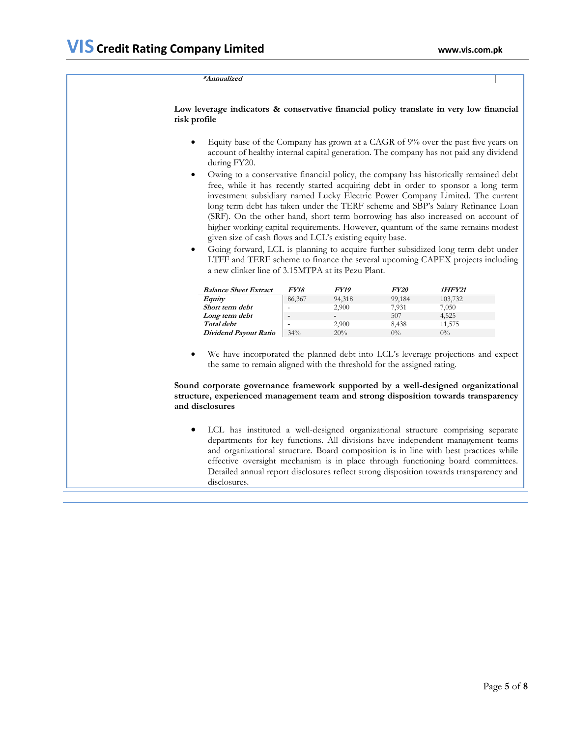*\*Annualized*

**Low leverage indicators & conservative financial policy translate in very low financial risk profile**

- Equity base of the Company has grown at a CAGR of 9% over the past five years on account of healthy internal capital generation. The company has not paid any dividend during FY20.
- Owing to a conservative financial policy, the company has historically remained debt free, while it has recently started acquiring debt in order to sponsor a long term investment subsidiary named Lucky Electric Power Company Limited. The current long term debt has taken under the TERF scheme and SBP's Salary Refinance Loan (SRF). On the other hand, short term borrowing has also increased on account of higher working capital requirements. However, quantum of the same remains modest given size of cash flows and LCL's existing equity base.
- Going forward, LCL is planning to acquire further subsidized long term debt under LTFF and TERF scheme to finance the several upcoming CAPEX projects including a new clinker line of 3.15MTPA at its Pezu Plant.

| *Balance Sheet Extract* | *FY18* | *FY19* | *FY20* | *1HFY21* |
|---|---|---|---|---|
| ***Equity*** | 86,367 | 94,318 | 99,184 | 103,732 |
| ***Short term debt*** | - | 2,900 | 7,931 | 7,050 |
| ***Long term debt*** | - | - | 507 | 4,525 |
| ***Total debt*** | - | 2,900 | 8,438 | 11,575 |
| ***Dividend Payout Ratio*** | 34% | 20% | 0% | 0% |

- We have incorporated the planned debt into LCL's leverage projections and expect the same to remain aligned with the threshold for the assigned rating.

**Sound corporate governance framework supported by a well-designed organizational structure, experienced management team and strong disposition towards transparency and disclosures**

- LCL has instituted a well-designed organizational structure comprising separate departments for key functions. All divisions have independent management teams and organizational structure. Board composition is in line with best practices while effective oversight mechanism is in place through functioning board committees. Detailed annual report disclosures reflect strong disposition towards transparency and disclosures.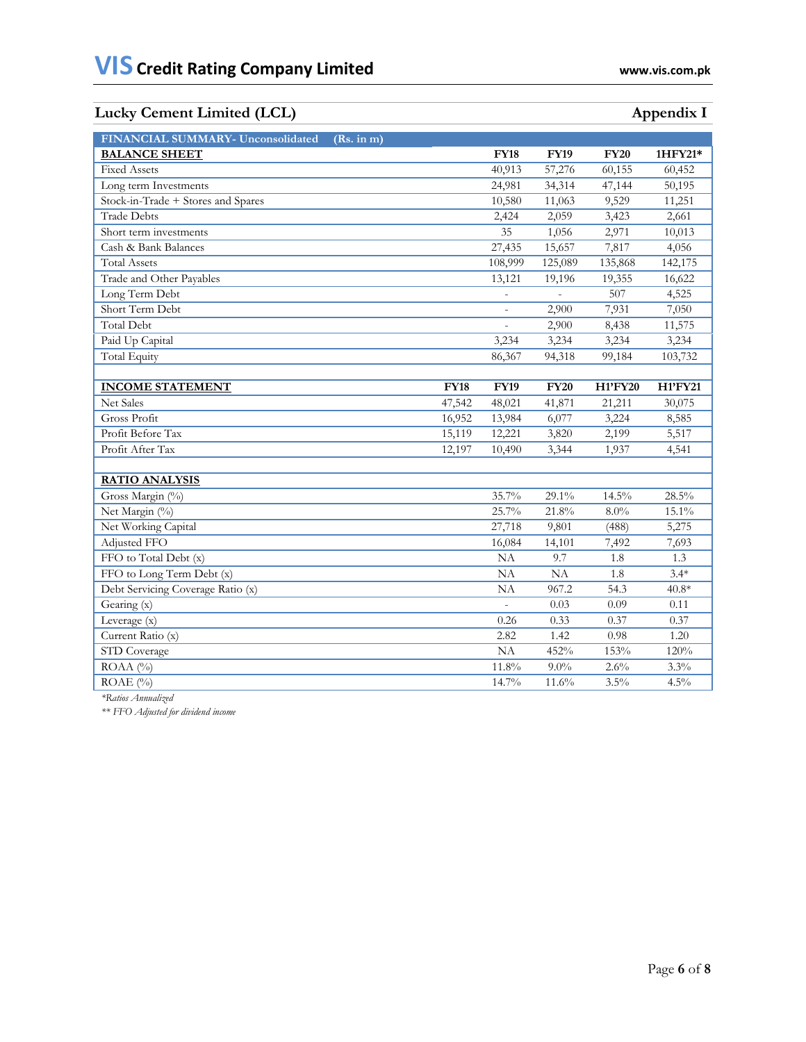## Lucky Cement Limited (LCL) — Appendix I

| FINANCIAL SUMMARY- Unconsolidated (Rs. in m) | | | | | |
|---|---|---|---|---|---|
| **BALANCE SHEET** | | **FY18** | **FY19** | **FY20** | **1HFY21*** |
| Fixed Assets | | 40,913 | 57,276 | 60,155 | 60,452 |
| Long term Investments | | 24,981 | 34,314 | 47,144 | 50,195 |
| Stock-in-Trade + Stores and Spares | | 10,580 | 11,063 | 9,529 | 11,251 |
| Trade Debts | | 2,424 | 2,059 | 3,423 | 2,661 |
| Short term investments | | 35 | 1,056 | 2,971 | 10,013 |
| Cash & Bank Balances | | 27,435 | 15,657 | 7,817 | 4,056 |
| Total Assets | | 108,999 | 125,089 | 135,868 | 142,175 |
| Trade and Other Payables | | 13,121 | 19,196 | 19,355 | 16,622 |
| Long Term Debt | | - | - | 507 | 4,525 |
| Short Term Debt | | - | 2,900 | 7,931 | 7,050 |
| Total Debt | | - | 2,900 | 8,438 | 11,575 |
| Paid Up Capital | | 3,234 | 3,234 | 3,234 | 3,234 |
| Total Equity | | 86,367 | 94,318 | 99,184 | 103,732 |
| | | | | | |
| **INCOME STATEMENT** | **FY18** | **FY19** | **FY20** | **H1'FY20** | **H1'FY21** |
| Net Sales | 47,542 | 48,021 | 41,871 | 21,211 | 30,075 |
| Gross Profit | 16,952 | 13,984 | 6,077 | 3,224 | 8,585 |
| Profit Before Tax | 15,119 | 12,221 | 3,820 | 2,199 | 5,517 |
| Profit After Tax | 12,197 | 10,490 | 3,344 | 1,937 | 4,541 |
| | | | | | |
| **RATIO ANALYSIS** | | | | | |
| Gross Margin (%) | | 35.7% | 29.1% | 14.5% | 28.5% |
| Net Margin (%) | | 25.7% | 21.8% | 8.0% | 15.1% |
| Net Working Capital | | 27,718 | 9,801 | (488) | 5,275 |
| Adjusted FFO | | 16,084 | 14,101 | 7,492 | 7,693 |
| FFO to Total Debt (x) | | NA | 9.7 | 1.8 | 1.3 |
| FFO to Long Term Debt (x) | | NA | NA | 1.8 | 3.4* |
| Debt Servicing Coverage Ratio (x) | | NA | 967.2 | 54.3 | 40.8* |
| Gearing (x) | | - | 0.03 | 0.09 | 0.11 |
| Leverage (x) | | 0.26 | 0.33 | 0.37 | 0.37 |
| Current Ratio (x) | | 2.82 | 1.42 | 0.98 | 1.20 |
| STD Coverage | | NA | 452% | 153% | 120% |
| ROAA (%) | | 11.8% | 9.0% | 2.6% | 3.3% |
| ROAE (%) | | 14.7% | 11.6% | 3.5% | 4.5% |

*\*Ratios Annualized*

*\*\* FFO Adjusted for dividend income*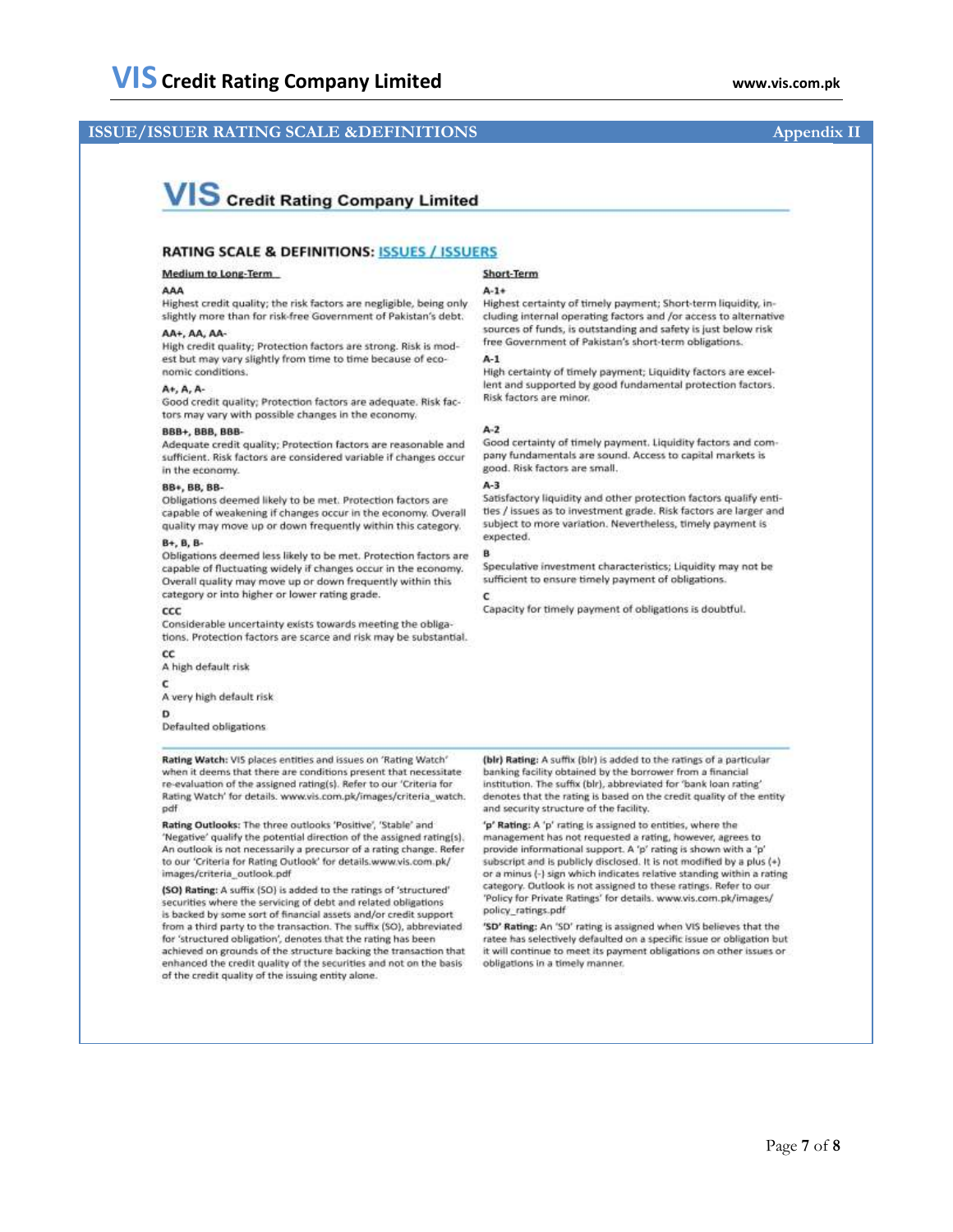## ISSUE/ISSUER RATING SCALE &DEFINITIONS

**Appendix II**

# VIS Credit Rating Company Limited

## RATING SCALE & DEFINITIONS: ISSUES / ISSUERS

### Medium to Long-Term

**AAA**
Highest credit quality; the risk factors are negligible, being only slightly more than for risk-free Government of Pakistan's debt.

**AA+, AA, AA-**
High credit quality; Protection factors are strong. Risk is modest but may vary slightly from time to time because of economic conditions.

**A+, A, A-**
Good credit quality; Protection factors are adequate. Risk factors may vary with possible changes in the economy.

**BBB+, BBB, BBB-**
Adequate credit quality; Protection factors are reasonable and sufficient. Risk factors are considered variable if changes occur in the economy.

**BB+, BB, BB-**
Obligations deemed likely to be met. Protection factors are capable of weakening if changes occur in the economy. Overall quality may move up or down frequently within this category.

**B+, B, B-**
Obligations deemed less likely to be met. Protection factors are capable of fluctuating widely if changes occur in the economy. Overall quality may move up or down frequently within this category or into higher or lower rating grade.

**CCC**
Considerable uncertainty exists towards meeting the obligations. Protection factors are scarce and risk may be substantial.

**CC**
A high default risk

**C**
A very high default risk

**D**
Defaulted obligations

### Short-Term

**A-1+**
Highest certainty of timely payment; Short-term liquidity, including internal operating factors and /or access to alternative sources of funds, is outstanding and safety is just below risk free Government of Pakistan's short-term obligations.

**A-1**
High certainty of timely payment; Liquidity factors are excellent and supported by good fundamental protection factors. Risk factors are minor.

**A-2**
Good certainty of timely payment. Liquidity factors and company fundamentals are sound. Access to capital markets is good. Risk factors are small.

**A-3**
Satisfactory liquidity and other protection factors qualify entities / issues as to investment grade. Risk factors are larger and subject to more variation. Nevertheless, timely payment is expected.

**B**
Speculative investment characteristics; Liquidity may not be sufficient to ensure timely payment of obligations.

**C**
Capacity for timely payment of obligations is doubtful.

---

**Rating Watch:** VIS places entities and issues on 'Rating Watch' when it deems that there are conditions present that necessitate re-evaluation of the assigned rating(s). Refer to our 'Criteria for Rating Watch' for details. www.vis.com.pk/images/criteria_watch.pdf

**Rating Outlooks:** The three outlooks 'Positive', 'Stable' and 'Negative' qualify the potential direction of the assigned rating(s). An outlook is not necessarily a precursor of a rating change. Refer to our 'Criteria for Rating Outlook' for details.www.vis.com.pk/images/criteria_outlook.pdf

**(SO) Rating:** A suffix (SO) is added to the ratings of 'structured' securities where the servicing of debt and related obligations is backed by some sort of financial assets and/or credit support from a third party to the transaction. The suffix (SO), abbreviated for 'structured obligation', denotes that the rating has been achieved on grounds of the structure backing the transaction that enhanced the credit quality of the securities and not on the basis of the credit quality of the issuing entity alone.

**(blr) Rating:** A suffix (blr) is added to the ratings of a particular banking facility obtained by the borrower from a financial institution. The suffix (blr), abbreviated for 'bank loan rating' denotes that the rating is based on the credit quality of the entity and security structure of the facility.

**'p' Rating:** A 'p' rating is assigned to entities, where the management has not requested a rating, however, agrees to provide informational support. A 'p' rating is shown with a 'p' subscript and is publicly disclosed. It is not modified by a plus (+) or a minus (-) sign which indicates relative standing within a rating category. Outlook is not assigned to these ratings. Refer to our 'Policy for Private Ratings' for details. www.vis.com.pk/images/policy_ratings.pdf

**'SD' Rating:** An 'SD' rating is assigned when VIS believes that the ratee has selectively defaulted on a specific issue or obligation but it will continue to meet its payment obligations on other issues or obligations in a timely manner.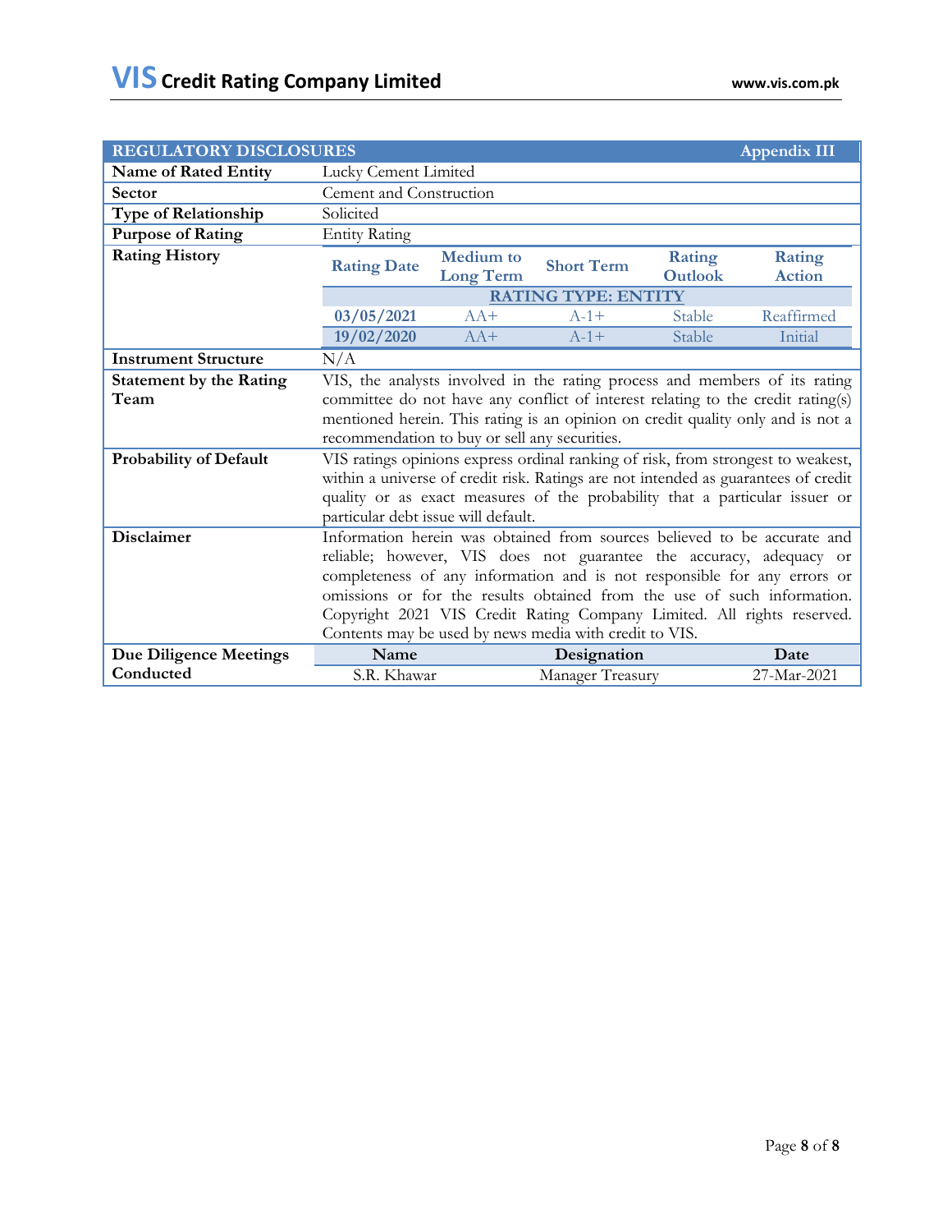| REGULATORY DISCLOSURES | | | | | Appendix III |
|---|---|---|---|---|---|
| **Name of Rated Entity** | Lucky Cement Limited | | | | |
| **Sector** | Cement and Construction | | | | |
| **Type of Relationship** | Solicited | | | | |
| **Purpose of Rating** | Entity Rating | | | | |
| **Rating History** | **Rating Date** | **Medium to Long Term** | **Short Term** | **Rating Outlook** | **Rating Action** |
| | **RATING TYPE: ENTITY** | | | | |
| | **03/05/2021** | AA+ | A-1+ | Stable | Reaffirmed |
| | **19/02/2020** | AA+ | A-1+ | Stable | Initial |
| **Instrument Structure** | N/A | | | | |
| **Statement by the Rating Team** | VIS, the analysts involved in the rating process and members of its rating committee do not have any conflict of interest relating to the credit rating(s) mentioned herein. This rating is an opinion on credit quality only and is not a recommendation to buy or sell any securities. | | | | |
| **Probability of Default** | VIS ratings opinions express ordinal ranking of risk, from strongest to weakest, within a universe of credit risk. Ratings are not intended as guarantees of credit quality or as exact measures of the probability that a particular issuer or particular debt issue will default. | | | | |
| **Disclaimer** | Information herein was obtained from sources believed to be accurate and reliable; however, VIS does not guarantee the accuracy, adequacy or completeness of any information and is not responsible for any errors or omissions or for the results obtained from the use of such information. Copyright 2021 VIS Credit Rating Company Limited. All rights reserved. Contents may be used by news media with credit to VIS. | | | | |
| **Due Diligence Meetings Conducted** | **Name** | **Designation** | | **Date** | |
| | S.R. Khawar | Manager Treasury | | 27-Mar-2021 | |